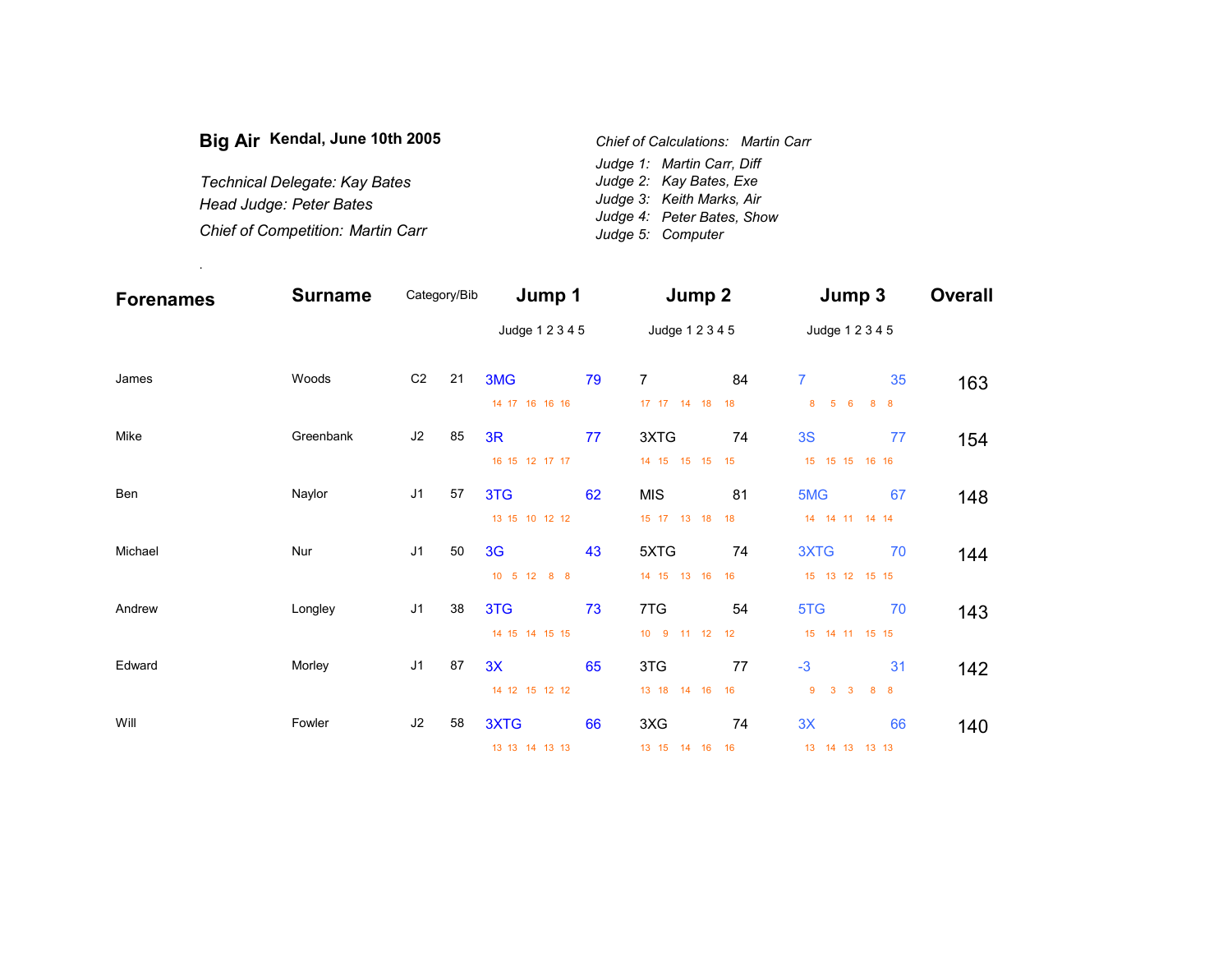## Big Air Kendal, June 10th 2005

*Technical Delegate: Kay Bates*
*Head Judge: Peter Bates*
*Chief of Competition: Martin Carr*

*Chief of Calculations: Martin Carr*
*Judge 1: Martin Carr, Diff*
*Judge 2: Kay Bates, Exe*
*Judge 3: Keith Marks, Air*
*Judge 4: Peter Bates, Show*
*Judge 5: Computer*

.

| Forenames | Surname | Category/Bib | | Jump 1 | | Jump 2 | | Jump 3 | | Overall |
|---|---|---|---|---|---|---|---|---|---|---|
| | | | | Judge 1 2 3 4 5 | | Judge 1 2 3 4 5 | | Judge 1 2 3 4 5 | | |
| James | Woods | C2 | 21 | 3MG | 79 | 7 | 84 | 7 | 35 | 163 |
| | | | | 14 17 16 16 16 | | 17 17 14 18 18 | | 8 5 6 8 8 | | |
| Mike | Greenbank | J2 | 85 | 3R | 77 | 3XTG | 74 | 3S | 77 | 154 |
| | | | | 16 15 12 17 17 | | 14 15 15 15 15 | | 15 15 15 16 16 | | |
| Ben | Naylor | J1 | 57 | 3TG | 62 | MIS | 81 | 5MG | 67 | 148 |
| | | | | 13 15 10 12 12 | | 15 17 13 18 18 | | 14 14 11 14 14 | | |
| Michael | Nur | J1 | 50 | 3G | 43 | 5XTG | 74 | 3XTG | 70 | 144 |
| | | | | 10 5 12 8 8 | | 14 15 13 16 16 | | 15 13 12 15 15 | | |
| Andrew | Longley | J1 | 38 | 3TG | 73 | 7TG | 54 | 5TG | 70 | 143 |
| | | | | 14 15 14 15 15 | | 10 9 11 12 12 | | 15 14 11 15 15 | | |
| Edward | Morley | J1 | 87 | 3X | 65 | 3TG | 77 | -3 | 31 | 142 |
| | | | | 14 12 15 12 12 | | 13 18 14 16 16 | | 9 3 3 8 8 | | |
| Will | Fowler | J2 | 58 | 3XTG | 66 | 3XG | 74 | 3X | 66 | 140 |
| | | | | 13 13 14 13 13 | | 13 15 14 16 16 | | 13 14 13 13 13 | | |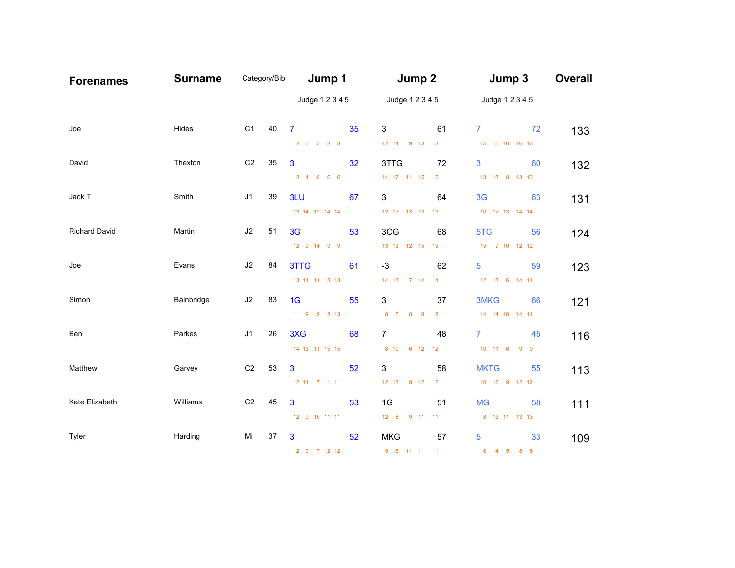| Forenames | Surname | Category/Bib | | Jump 1 | | Jump 2 | | Jump 3 | | Overall |
|---|---|---|---|---|---|---|---|---|---|---|
| | | | | Judge 1 2 3 4 5 | | Judge 1 2 3 4 5 | | Judge 1 2 3 4 5 | | |
| Joe | Hides | C1 | 40 | 7 | 35 | 3 | 61 | 7 | 72 | 133 |
| | | | | 8 6 5 8 8 | | 12 14 9 13 13 | | 15 15 10 16 16 | | |
| David | Thexton | C2 | 35 | 3 | 32 | 3TTG | 72 | 3 | 60 | 132 |
| | | | | 8 4 8 6 6 | | 14 17 11 15 15 | | 13 13 8 13 13 | | |
| Jack T | Smith | J1 | 39 | 3LU | 67 | 3 | 64 | 3G | 63 | 131 |
| | | | | 13 14 12 14 14 | | 12 13 13 13 13 | | 10 12 13 14 14 | | |
| Richard David | Martin | J2 | 51 | 3G | 53 | 3OG | 68 | 5TG | 56 | 124 |
| | | | | 12 9 14 9 9 | | 13 13 12 15 15 | | 15 7 10 12 12 | | |
| Joe | Evans | J2 | 84 | 3TTG | 61 | -3 | 62 | 5 | 59 | 123 |
| | | | | 13 11 11 13 13 | | 14 13 7 14 14 | | 12 13 6 14 14 | | |
| Simon | Bainbridge | J2 | 83 | 1G | 55 | 3 | 37 | 3MKG | 66 | 121 |
| | | | | 11 9 9 13 13 | | 8 5 8 8 8 | | 14 14 10 14 14 | | |
| Ben | Parkes | J1 | 26 | 3XG | 68 | 7 | 48 | 7 | 45 | 116 |
| | | | | 14 13 11 15 15 | | 8 10 6 12 12 | | 10 11 6 9 9 | | |
| Matthew | Garvey | C2 | 53 | 3 | 52 | 3 | 58 | MKTG | 55 | 113 |
| | | | | 12 11 7 11 11 | | 12 13 9 12 12 | | 10 12 9 12 12 | | |
| Kate Elizabeth | Williams | C2 | 45 | 3 | 53 | 1G | 51 | MG | 58 | 111 |
| | | | | 12 9 10 11 11 | | 12 8 9 11 11 | | 8 13 11 13 13 | | |
| Tyler | Harding | Mi | 37 | 3 | 52 | MKG | 57 | 5 | 33 | 109 |
| | | | | 12 9 7 12 12 | | 9 15 11 11 11 | | 8 4 5 8 8 | | |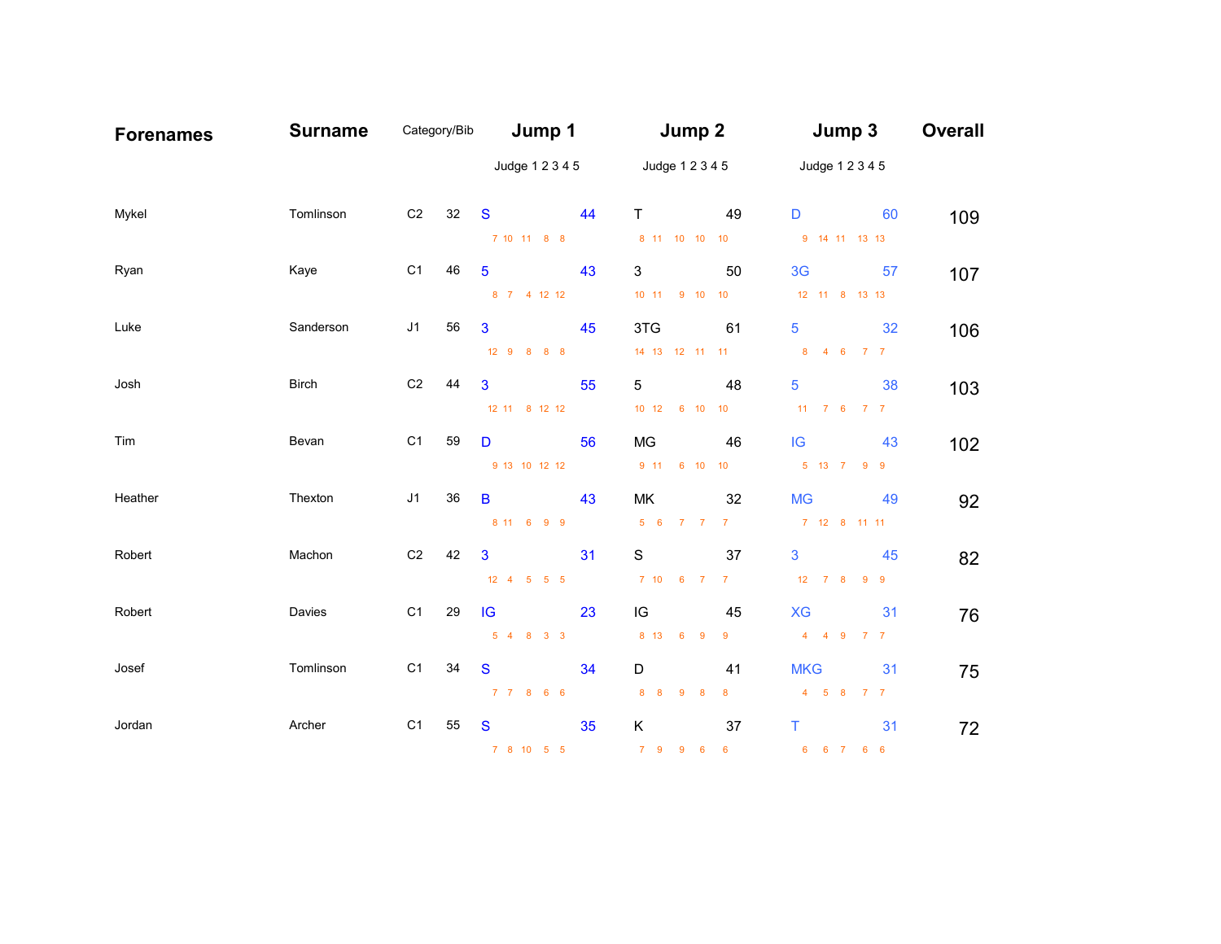| Forenames | Surname | Category/Bib | | Jump 1 | | | Jump 2 | | | Jump 3 | | | Overall |
|---|---|---|---|---|---|---|---|---|---|---|---|---|---|
| | | | | | | Judge 1 2 3 4 5 | | | Judge 1 2 3 4 5 | | | Judge 1 2 3 4 5 | |
| Mykel | Tomlinson | C2 | 32 | S | 44 | 7 10 11 8 8 | T | 49 | 8 11 10 10 10 | D | 60 | 9 14 11 13 13 | 109 |
| Ryan | Kaye | C1 | 46 | 5 | 43 | 8 7 4 12 12 | 3 | 50 | 10 11 9 10 10 | 3G | 57 | 12 11 8 13 13 | 107 |
| Luke | Sanderson | J1 | 56 | 3 | 45 | 12 9 8 8 8 | 3TG | 61 | 14 13 12 11 11 | 5 | 32 | 8 4 6 7 7 | 106 |
| Josh | Birch | C2 | 44 | 3 | 55 | 12 11 8 12 12 | 5 | 48 | 10 12 6 10 10 | 5 | 38 | 11 7 6 7 7 | 103 |
| Tim | Bevan | C1 | 59 | D | 56 | 9 13 10 12 12 | MG | 46 | 9 11 6 10 10 | IG | 43 | 5 13 7 9 9 | 102 |
| Heather | Thexton | J1 | 36 | B | 43 | 8 11 6 9 9 | MK | 32 | 5 6 7 7 7 | MG | 49 | 7 12 8 11 11 | 92 |
| Robert | Machon | C2 | 42 | 3 | 31 | 12 4 5 5 5 | S | 37 | 7 10 6 7 7 | 3 | 45 | 12 7 8 9 9 | 82 |
| Robert | Davies | C1 | 29 | IG | 23 | 5 4 8 3 3 | IG | 45 | 8 13 6 9 9 | XG | 31 | 4 4 9 7 7 | 76 |
| Josef | Tomlinson | C1 | 34 | S | 34 | 7 7 8 6 6 | D | 41 | 8 8 9 8 8 | MKG | 31 | 4 5 8 7 7 | 75 |
| Jordan | Archer | C1 | 55 | S | 35 | 7 8 10 5 5 | K | 37 | 7 9 9 6 6 | T | 31 | 6 6 7 6 6 | 72 |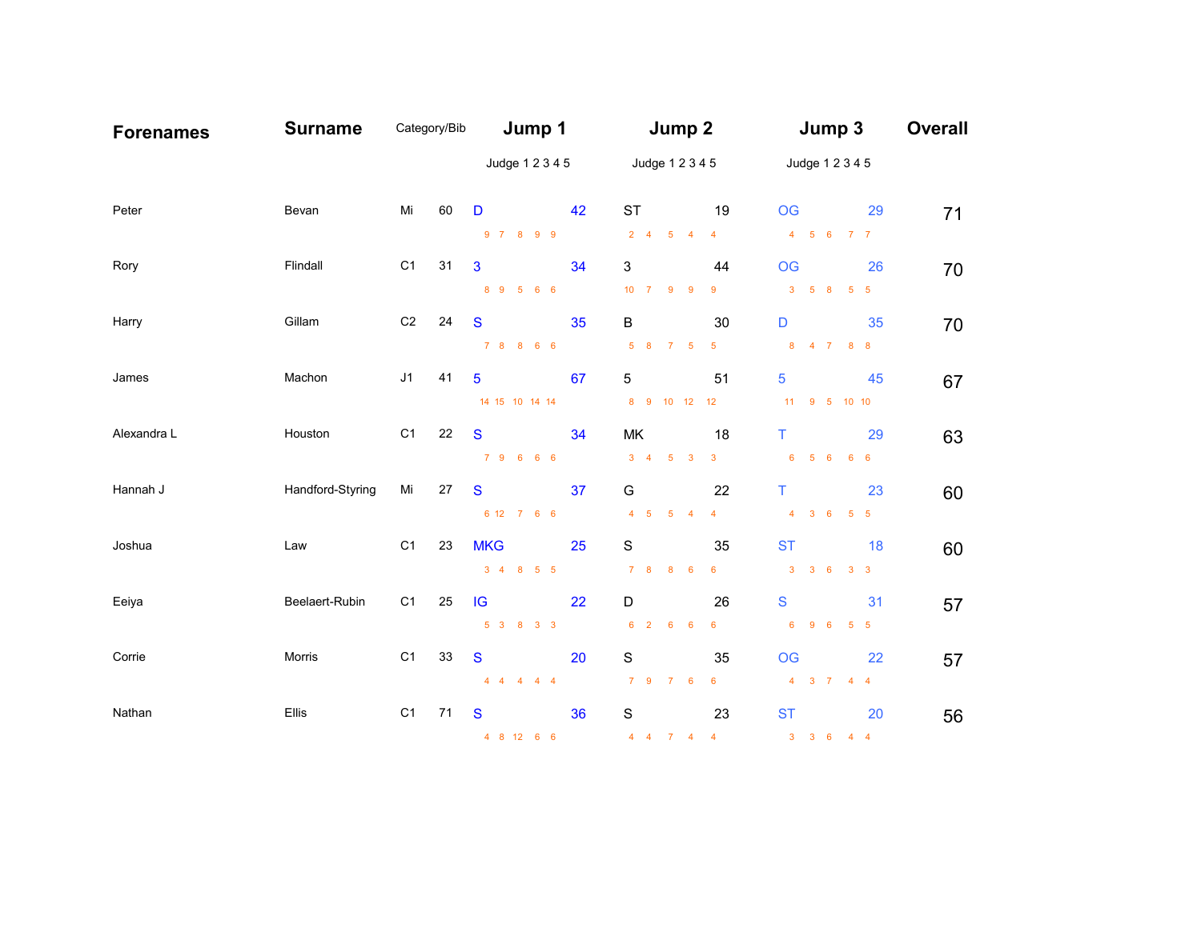| Forenames | Surname | Category/Bib | | Jump 1 | | Jump 2 | | Jump 3 | | Overall |
|---|---|---|---|---|---|---|---|---|---|---|
| | | | | Judge 1 2 3 4 5 | | Judge 1 2 3 4 5 | | Judge 1 2 3 4 5 | | |
| Peter | Bevan | Mi | 60 | D | 42 | ST | 19 | OG | 29 | 71 |
| | | | | 9 7 8 9 9 | | 2 4 5 4 4 | | 4 5 6 7 7 | | |
| Rory | Flindall | C1 | 31 | 3 | 34 | 3 | 44 | OG | 26 | 70 |
| | | | | 8 9 5 6 6 | | 10 7 9 9 9 | | 3 5 8 5 5 | | |
| Harry | Gillam | C2 | 24 | S | 35 | B | 30 | D | 35 | 70 |
| | | | | 7 8 8 6 6 | | 5 8 7 5 5 | | 8 4 7 8 8 | | |
| James | Machon | J1 | 41 | 5 | 67 | 5 | 51 | 5 | 45 | 67 |
| | | | | 14 15 10 14 14 | | 8 9 10 12 12 | | 11 9 5 10 10 | | |
| Alexandra L | Houston | C1 | 22 | S | 34 | MK | 18 | T | 29 | 63 |
| | | | | 7 9 6 6 6 | | 3 4 5 3 3 | | 6 5 6 6 6 | | |
| Hannah J | Handford-Styring | Mi | 27 | S | 37 | G | 22 | T | 23 | 60 |
| | | | | 6 12 7 6 6 | | 4 5 5 4 4 | | 4 3 6 5 5 | | |
| Joshua | Law | C1 | 23 | MKG | 25 | S | 35 | ST | 18 | 60 |
| | | | | 3 4 8 5 5 | | 7 8 8 6 6 | | 3 3 6 3 3 | | |
| Eeiya | Beelaert-Rubin | C1 | 25 | IG | 22 | D | 26 | S | 31 | 57 |
| | | | | 5 3 8 3 3 | | 6 2 6 6 6 | | 6 9 6 5 5 | | |
| Corrie | Morris | C1 | 33 | S | 20 | S | 35 | OG | 22 | 57 |
| | | | | 4 4 4 4 4 | | 7 9 7 6 6 | | 4 3 7 4 4 | | |
| Nathan | Ellis | C1 | 71 | S | 36 | S | 23 | ST | 20 | 56 |
| | | | | 4 8 12 6 6 | | 4 4 7 4 4 | | 3 3 6 4 4 | | |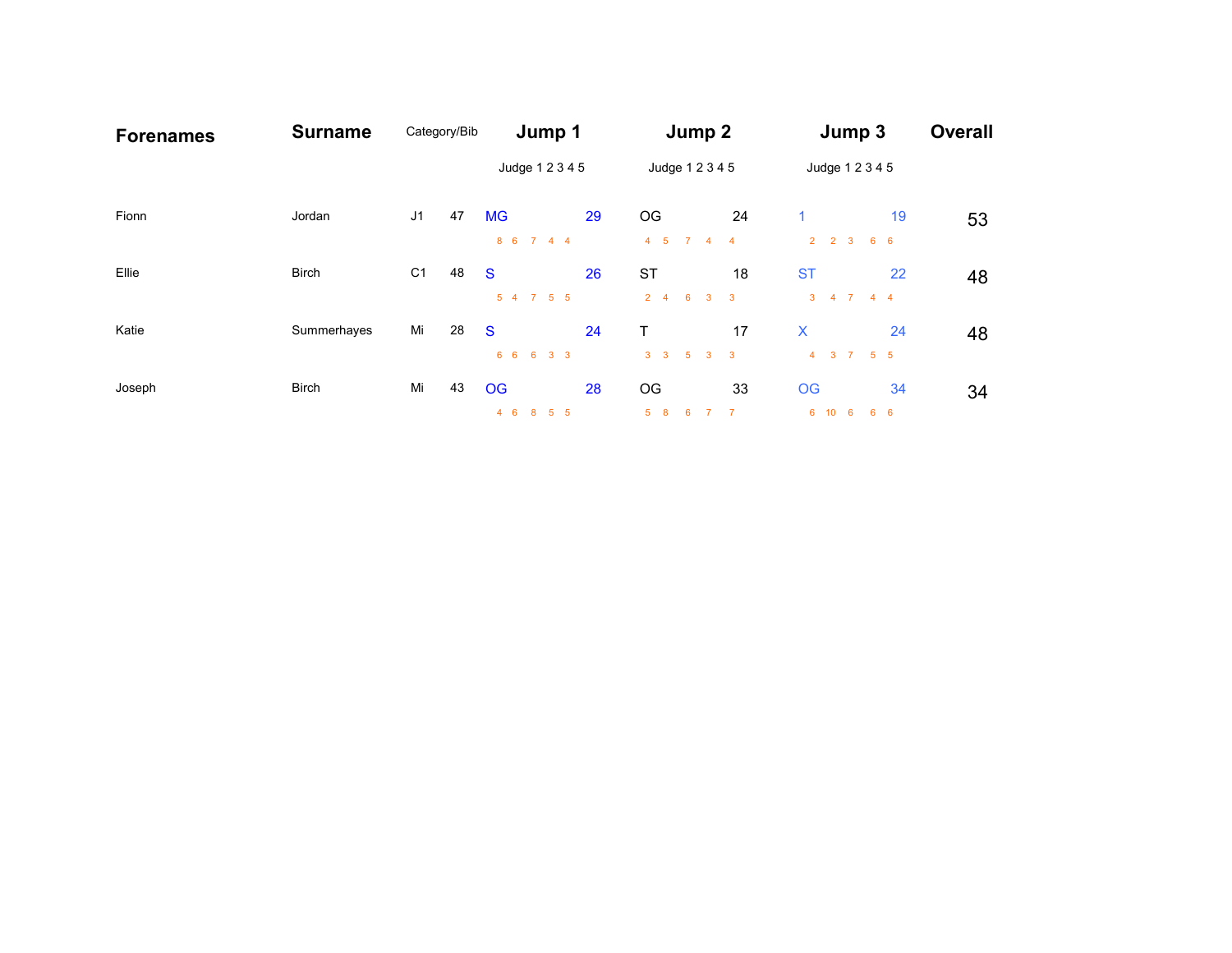| Forenames | Surname | Category/Bib | | Jump 1 | | Jump 2 | | Jump 3 | | Overall |
|---|---|---|---|---|---|---|---|---|---|---|
| | | | | Judge 1 2 3 4 5 | | Judge 1 2 3 4 5 | | Judge 1 2 3 4 5 | | |
| Fionn | Jordan | J1 | 47 | MG | 29 | OG | 24 | 1 | 19 | 53 |
| | | | | 8 6 7 4 4 | | 4 5 7 4 4 | | 2 2 3 6 6 | | |
| Ellie | Birch | C1 | 48 | S | 26 | ST | 18 | ST | 22 | 48 |
| | | | | 5 4 7 5 5 | | 2 4 6 3 3 | | 3 4 7 4 4 | | |
| Katie | Summerhayes | Mi | 28 | S | 24 | T | 17 | X | 24 | 48 |
| | | | | 6 6 6 3 3 | | 3 3 5 3 3 | | 4 3 7 5 5 | | |
| Joseph | Birch | Mi | 43 | OG | 28 | OG | 33 | OG | 34 | 34 |
| | | | | 4 6 8 5 5 | | 5 8 6 7 7 | | 6 10 6 6 6 | | |